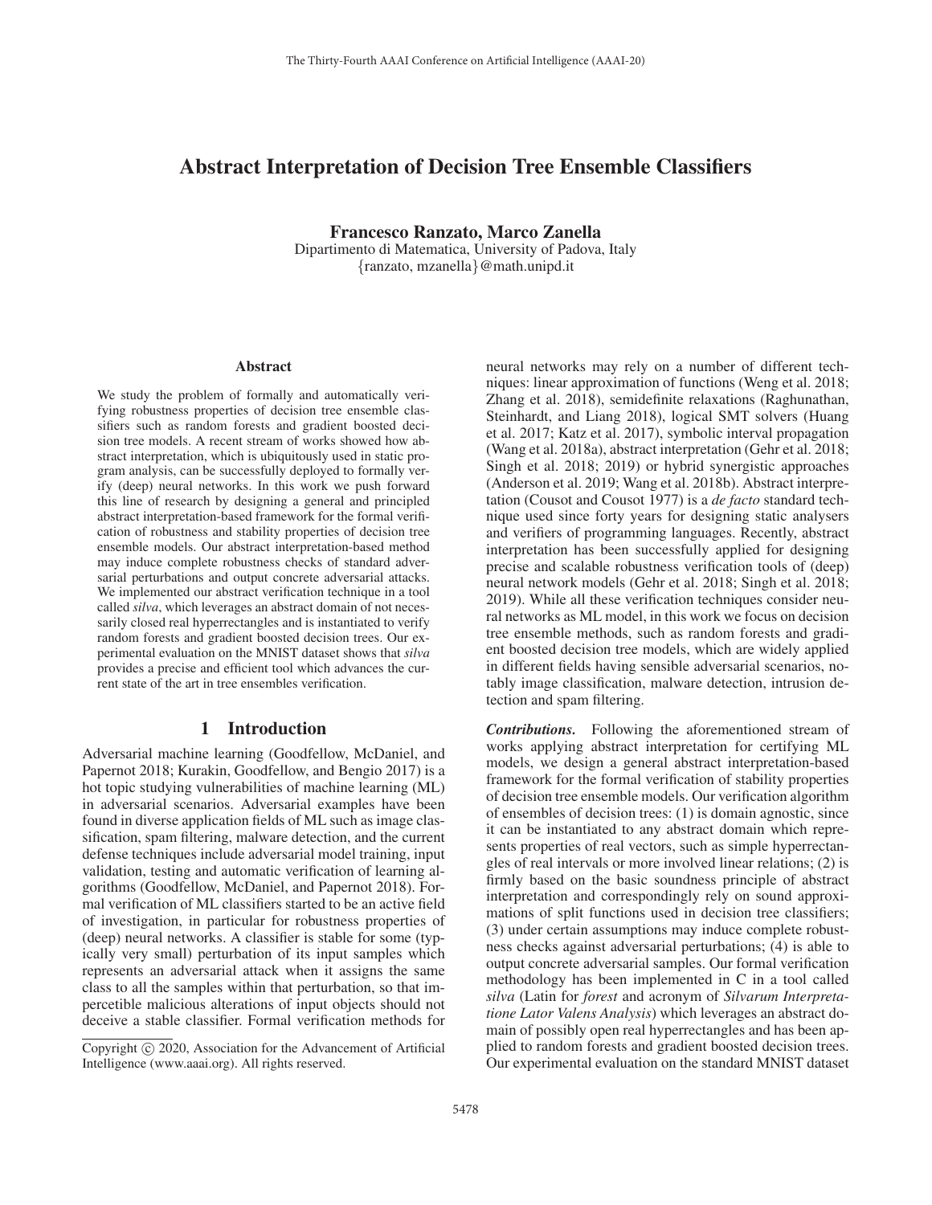# Abstract Interpretation of Decision Tree Ensemble Classifiers

**Francesco Ranzato, Marco Zanella**
Dipartimento di Matematica, University of Padova, Italy
{ranzato, mzanella}@math.unipd.it

## Abstract

We study the problem of formally and automatically verifying robustness properties of decision tree ensemble classifiers such as random forests and gradient boosted decision tree models. A recent stream of works showed how abstract interpretation, which is ubiquitously used in static program analysis, can be successfully deployed to formally verify (deep) neural networks. In this work we push forward this line of research by designing a general and principled abstract interpretation-based framework for the formal verification of robustness and stability properties of decision tree ensemble models. Our abstract interpretation-based method may induce complete robustness checks of standard adversarial perturbations and output concrete adversarial attacks. We implemented our abstract verification technique in a tool called *silva*, which leverages an abstract domain of not necessarily closed real hyperrectangles and is instantiated to verify random forests and gradient boosted decision trees. Our experimental evaluation on the MNIST dataset shows that *silva* provides a precise and efficient tool which advances the current state of the art in tree ensembles verification.

## 1 Introduction

Adversarial machine learning (Goodfellow, McDaniel, and Papernot 2018; Kurakin, Goodfellow, and Bengio 2017) is a hot topic studying vulnerabilities of machine learning (ML) in adversarial scenarios. Adversarial examples have been found in diverse application fields of ML such as image classification, spam filtering, malware detection, and the current defense techniques include adversarial model training, input validation, testing and automatic verification of learning algorithms (Goodfellow, McDaniel, and Papernot 2018). Formal verification of ML classifiers started to be an active field of investigation, in particular for robustness properties of (deep) neural networks. A classifier is stable for some (typically very small) perturbation of its input samples which represents an adversarial attack when it assigns the same class to all the samples within that perturbation, so that imperceptible malicious alterations of input objects should not deceive a stable classifier. Formal verification methods for neural networks may rely on a number of different techniques: linear approximation of functions (Weng et al. 2018; Zhang et al. 2018), semidefinite relaxations (Raghunathan, Steinhardt, and Liang 2018), logical SMT solvers (Huang et al. 2017; Katz et al. 2017), symbolic interval propagation (Wang et al. 2018a), abstract interpretation (Gehr et al. 2018; Singh et al. 2018; 2019) or hybrid synergistic approaches (Anderson et al. 2019; Wang et al. 2018b). Abstract interpretation (Cousot and Cousot 1977) is a *de facto* standard technique used since forty years for designing static analysers and verifiers of programming languages. Recently, abstract interpretation has been successfully applied for designing precise and scalable robustness verification tools of (deep) neural network models (Gehr et al. 2018; Singh et al. 2018; 2019). While all these verification techniques consider neural networks as ML model, in this work we focus on decision tree ensemble methods, such as random forests and gradient boosted decision tree models, which are widely applied in different fields having sensible adversarial scenarios, notably image classification, malware detection, intrusion detection and spam filtering.

***Contributions.*** Following the aforementioned stream of works applying abstract interpretation for certifying ML models, we design a general abstract interpretation-based framework for the formal verification of stability properties of decision tree ensemble models. Our verification algorithm of ensembles of decision trees: (1) is domain agnostic, since it can be instantiated to any abstract domain which represents properties of real vectors, such as simple hyperrectangles of real intervals or more involved linear relations; (2) is firmly based on the basic soundness principle of abstract interpretation and correspondingly rely on sound approximations of split functions used in decision tree classifiers; (3) under certain assumptions may induce complete robustness checks against adversarial perturbations; (4) is able to output concrete adversarial samples. Our formal verification methodology has been implemented in C in a tool called *silva* (Latin for *forest* and acronym of *Silvarum Interpretatione Lator Valens Analysis*) which leverages an abstract domain of possibly open real hyperrectangles and has been applied to random forests and gradient boosted decision trees. Our experimental evaluation on the standard MNIST dataset

Copyright © 2020, Association for the Advancement of Artificial Intelligence (www.aaai.org). All rights reserved.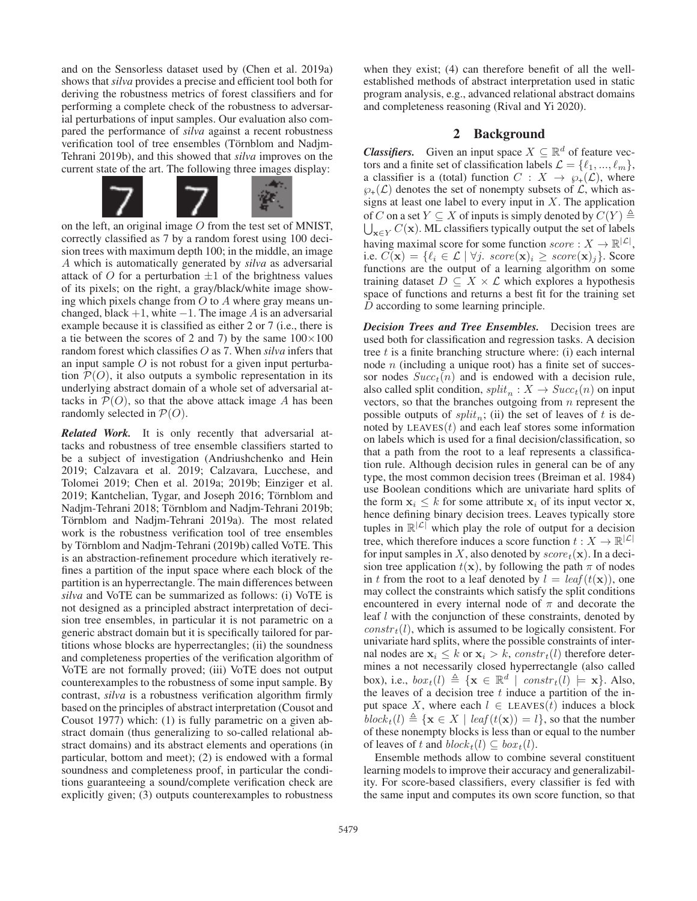and on the Sensorless dataset used by (Chen et al. 2019a) shows that *silva* provides a precise and efficient tool both for deriving the robustness metrics of forest classifiers and for performing a complete check of the robustness to adversarial perturbations of input samples. Our evaluation also compared the performance of *silva* against a recent robustness verification tool of tree ensembles (Törnblom and Nadjm-Tehrani 2019b), and this showed that *silva* improves on the current state of the art. The following three images display:

on the left, an original image $O$ from the test set of MNIST, correctly classified as 7 by a random forest using 100 decision trees with maximum depth 100; in the middle, an image $A$ which is automatically generated by *silva* as adversarial attack of $O$ for a perturbation $\pm 1$ of the brightness values of its pixels; on the right, a gray/black/white image showing which pixels change from $O$ to $A$ where gray means unchanged, black $+1$, white $-1$. The image $A$ is an adversarial example because it is classified as either 2 or 7 (i.e., there is a tie between the scores of 2 and 7) by the same $100 \times 100$ random forest which classifies $O$ as 7. When *silva* infers that an input sample $O$ is not robust for a given input perturbation $\mathcal{P}(O)$, it also outputs a symbolic representation in its underlying abstract domain of a whole set of adversarial attacks in $\mathcal{P}(O)$, so that the above attack image $A$ has been randomly selected in $\mathcal{P}(O)$.

***Related Work.*** It is only recently that adversarial attacks and robustness of tree ensemble classifiers started to be a subject of investigation (Andriushchenko and Hein 2019; Calzavara et al. 2019; Calzavara, Lucchese, and Tolomei 2019; Chen et al. 2019a; 2019b; Einziger et al. 2019; Kantchelian, Tygar, and Joseph 2016; Törnblom and Nadjm-Tehrani 2018; Törnblom and Nadjm-Tehrani 2019b; Törnblom and Nadjm-Tehrani 2019a). The most related work is the robustness verification tool of tree ensembles by Törnblom and Nadjm-Tehrani (2019b) called VoTE. This is an abstraction-refinement procedure which iteratively refines a partition of the input space where each block of the partition is an hyperrectangle. The main differences between *silva* and VoTE can be summarized as follows: (i) VoTE is not designed as a principled abstract interpretation of decision tree ensembles, in particular it is not parametric on a generic abstract domain but it is specifically tailored for partitions whose blocks are hyperrectangles; (ii) the soundness and completeness properties of the verification algorithm of VoTE are not formally proved; (iii) VoTE does not output counterexamples to the robustness of some input sample. By contrast, *silva* is a robustness verification algorithm firmly based on the principles of abstract interpretation (Cousot and Cousot 1977) which: (1) is fully parametric on a given abstract domain (thus generalizing to so-called relational abstract domains) and its abstract elements and operations (in particular, bottom and meet); (2) is endowed with a formal soundness and completeness proof, in particular the conditions guaranteeing a sound/complete verification check are explicitly given; (3) outputs counterexamples to robustness when they exist; (4) can therefore benefit of all the well-established methods of abstract interpretation used in static program analysis, e.g., advanced relational abstract domains and completeness reasoning (Rival and Yi 2020).

## 2 Background

***Classifiers.*** Given an input space $X \subseteq \mathbb{R}^d$ of feature vectors and a finite set of classification labels $\mathcal{L} = \{\ell_1, ..., \ell_m\}$, a classifier is a (total) function $C : X \to \wp_+(\mathcal{L})$, where $\wp_+(\mathcal{L})$ denotes the set of nonempty subsets of $\mathcal{L}$, which assigns at least one label to every input in $X$. The application of $C$ on a set $Y \subseteq X$ of inputs is simply denoted by $C(Y) \triangleq \bigcup_{\mathbf{x} \in Y} C(\mathbf{x})$. ML classifiers typically output the set of labels having maximal score for some function $score : X \to \mathbb{R}^{|\mathcal{L}|}$, i.e. $C(\mathbf{x}) = \{\ell_i \in \mathcal{L} \mid \forall j.\ score(\mathbf{x})_i \geq score(\mathbf{x})_j\}$. Score functions are the output of a learning algorithm on some training dataset $D \subseteq X \times \mathcal{L}$ which explores a hypothesis space of functions and returns a best fit for the training set $D$ according to some learning principle.

***Decision Trees and Tree Ensembles.*** Decision trees are used both for classification and regression tasks. A decision tree $t$ is a finite branching structure where: (i) each internal node $n$ (including a unique root) has a finite set of successor nodes $Succ_t(n)$ and is endowed with a decision rule, also called split condition, $split_n : X \to Succ_t(n)$ on input vectors, so that the branches outgoing from $n$ represent the possible outputs of $split_n$; (ii) the set of leaves of $t$ is denoted by $\text{LEAVES}(t)$ and each leaf stores some information on labels which is used for a final decision/classification, so that a path from the root to a leaf represents a classification rule. Although decision rules in general can be of any type, the most common decision trees (Breiman et al. 1984) use Boolean conditions which are univariate hard splits of the form $\mathbf{x}_i \leq k$ for some attribute $\mathbf{x}_i$ of its input vector $\mathbf{x}$, hence defining binary decision trees. Leaves typically store tuples in $\mathbb{R}^{|\mathcal{L}|}$ which play the role of output for a decision tree, which therefore induces a score function $t : X \to \mathbb{R}^{|\mathcal{L}|}$ for input samples in $X$, also denoted by $score_t(\mathbf{x})$. In a decision tree application $t(\mathbf{x})$, by following the path $\pi$ of nodes in $t$ from the root to a leaf denoted by $l = leaf(t(\mathbf{x}))$, one may collect the constraints which satisfy the split conditions encountered in every internal node of $\pi$ and decorate the leaf $l$ with the conjunction of these constraints, denoted by $constr_t(l)$, which is assumed to be logically consistent. For univariate hard splits, where the possible constraints of internal nodes are $\mathbf{x}_i \leq k$ or $\mathbf{x}_i > k$, $constr_t(l)$ therefore determines a not necessarily closed hyperrectangle (also called box), i.e., $box_t(l) \triangleq \{\mathbf{x} \in \mathbb{R}^d \mid constr_t(l) \models \mathbf{x}\}$. Also, the leaves of a decision tree $t$ induce a partition of the input space $X$, where each $l \in \text{LEAVES}(t)$ induces a block $block_t(l) \triangleq \{\mathbf{x} \in X \mid leaf(t(\mathbf{x})) = l\}$, so that the number of these nonempty blocks is less than or equal to the number of leaves of $t$ and $block_t(l) \subseteq box_t(l)$.

Ensemble methods allow to combine several constituent learning models to improve their accuracy and generalizability. For score-based classifiers, every classifier is fed with the same input and computes its own score function, so that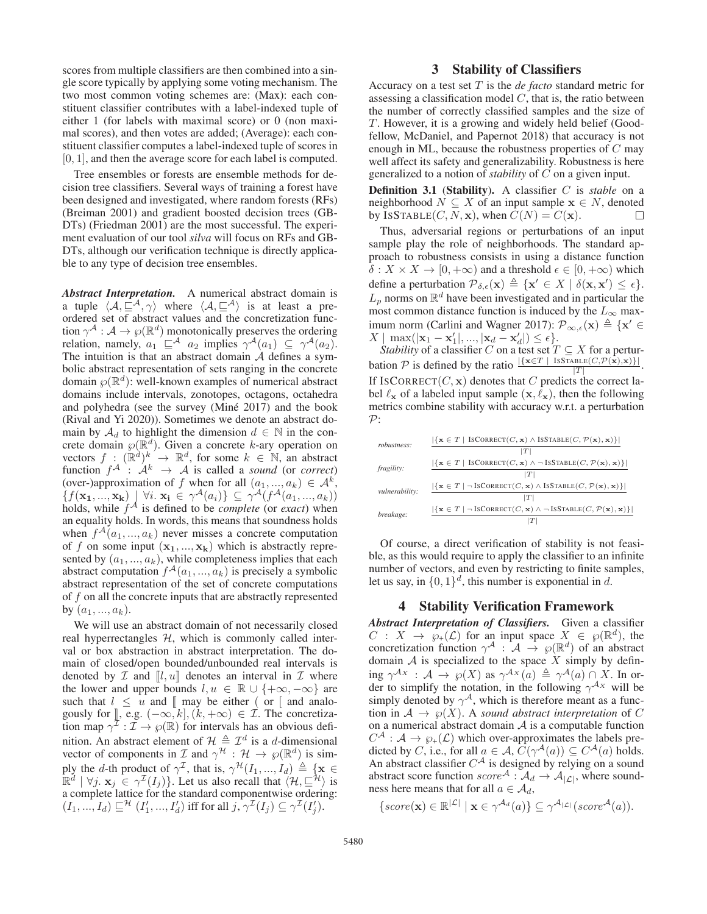scores from multiple classifiers are then combined into a single score typically by applying some voting mechanism. The two most common voting schemes are: (Max): each constituent classifier contributes with a label-indexed tuple of either 1 (for labels with maximal score) or 0 (non maximal scores), and then votes are added; (Average): each constituent classifier computes a label-indexed tuple of scores in $[0, 1]$, and then the average score for each label is computed.

Tree ensembles or forests are ensemble methods for decision tree classifiers. Several ways of training a forest have been designed and investigated, where random forests (RFs) (Breiman 2001) and gradient boosted decision trees (GBDTs) (Friedman 2001) are the most successful. The experiment evaluation of our tool *silva* will focus on RFs and GBDTs, although our verification technique is directly applicable to any type of decision tree ensembles.

***Abstract Interpretation.*** A numerical abstract domain is a tuple $\langle \mathcal{A}, \sqsubseteq^{\mathcal{A}}, \gamma \rangle$ where $\langle \mathcal{A}, \sqsubseteq^{\mathcal{A}} \rangle$ is at least a preordered set of abstract values and the concretization function $\gamma^{\mathcal{A}} : \mathcal{A} \to \wp(\mathbb{R}^d)$ monotonically preserves the ordering relation, namely, $a_1 \sqsubseteq^{\mathcal{A}} a_2$ implies $\gamma^{\mathcal{A}}(a_1) \subseteq \gamma^{\mathcal{A}}(a_2)$. The intuition is that an abstract domain $\mathcal{A}$ defines a symbolic abstract representation of sets ranging in the concrete domain $\wp(\mathbb{R}^d)$: well-known examples of numerical abstract domains include intervals, zonotopes, octagons, octahedra and polyhedra (see the survey (Miné 2017) and the book (Rival and Yi 2020)). Sometimes we denote an abstract domain by $\mathcal{A}_d$ to highlight the dimension $d \in \mathbb{N}$ in the concrete domain $\wp(\mathbb{R}^d)$. Given a concrete $k$-ary operation on vectors $f : (\mathbb{R}^d)^k \to \mathbb{R}^d$, for some $k \in \mathbb{N}$, an abstract function $f^{\mathcal{A}} : \mathcal{A}^k \to \mathcal{A}$ is called a *sound* (or *correct*) (over-)approximation of $f$ when for all $(a_1, ..., a_k) \in \mathcal{A}^k$, $\{f(\mathbf{x_1}, ..., \mathbf{x_k}) \mid \forall i.\ \mathbf{x_i} \in \gamma^{\mathcal{A}}(a_i)\} \subseteq \gamma^{\mathcal{A}}(f^{\mathcal{A}}(a_1, ..., a_k))$ holds, while $f^{\mathcal{A}}$ is defined to be *complete* (or *exact*) when an equality holds. In words, this means that soundness holds when $f^{\mathcal{A}}(a_1, ..., a_k)$ never misses a concrete computation of $f$ on some input $(\mathbf{x_1}, ..., \mathbf{x_k})$ which is abstractly represented by $(a_1, ..., a_k)$, while completeness implies that each abstract computation $f^{\mathcal{A}}(a_1, ..., a_k)$ is precisely a symbolic abstract representation of the set of concrete computations of $f$ on all the concrete inputs that are abstractly represented by $(a_1, ..., a_k)$.

We will use an abstract domain of not necessarily closed real hyperrectangles $\mathcal{H}$, which is commonly called interval or box abstraction in abstract interpretation. The domain of closed/open bounded/unbounded real intervals is denoted by $\mathcal{I}$ and $[\![l, u]\!]$ denotes an interval in $\mathcal{I}$ where the lower and upper bounds $l, u \in \mathbb{R} \cup \{+\infty, -\infty\}$ are such that $l \leq u$ and $[\![$ may be either ( or [ and analogously for $]\!]$, e.g. $(-\infty, k], (k, +\infty) \in \mathcal{I}$. The concretization map $\gamma^{\mathcal{I}} : \mathcal{I} \to \wp(\mathbb{R})$ for intervals has an obvious definition. An abstract element of $\mathcal{H} \triangleq \mathcal{I}^d$ is a $d$-dimensional vector of components in $\mathcal{I}$ and $\gamma^{\mathcal{H}} : \mathcal{H} \to \wp(\mathbb{R}^d)$ is simply the $d$-th product of $\gamma^{\mathcal{I}}$, that is, $\gamma^{\mathcal{H}}(I_1, ..., I_d) \triangleq \{\mathbf{x} \in \mathbb{R}^d \mid \forall j.\ \mathbf{x}_j \in \gamma^{\mathcal{I}}(I_j)\}$. Let us also recall that $\langle \mathcal{H}, \sqsubseteq^{\mathcal{H}} \rangle$ is a complete lattice for the standard componentwise ordering: $(I_1, ..., I_d) \sqsubseteq^{\mathcal{H}} (I'_1, ..., I'_d)$ iff for all $j$, $\gamma^{\mathcal{I}}(I_j) \subseteq \gamma^{\mathcal{I}}(I'_j)$.

## 3 Stability of Classifiers

Accuracy on a test set $T$ is the *de facto* standard metric for assessing a classification model $C$, that is, the ratio between the number of correctly classified samples and the size of $T$. However, it is a growing and widely held belief (Goodfellow, McDaniel, and Papernot 2018) that accuracy is not enough in ML, because the robustness properties of $C$ may well affect its safety and generalizability. Robustness is here generalized to a notion of *stability* of $C$ on a given input.

**Definition 3.1 (Stability).** A classifier $C$ is *stable* on a neighborhood $N \subseteq X$ of an input sample $\mathbf{x} \in N$, denoted by $\text{IsStable}(C, N, \mathbf{x})$, when $C(N) = C(\mathbf{x})$. □

Thus, adversarial regions or perturbations of an input sample play the role of neighborhoods. The standard approach to robustness consists in using a distance function $\delta : X \times X \to [0, +\infty)$ and a threshold $\epsilon \in [0, +\infty)$ which define a perturbation $\mathcal{P}_{\delta,\epsilon}(\mathbf{x}) \triangleq \{\mathbf{x}' \in X \mid \delta(\mathbf{x}, \mathbf{x}') \leq \epsilon\}$. $L_p$ norms on $\mathbb{R}^d$ have been investigated and in particular the most common distance function is induced by the $L_\infty$ maximum norm (Carlini and Wagner 2017): $\mathcal{P}_{\infty,\epsilon}(\mathbf{x}) \triangleq \{\mathbf{x}' \in X \mid \max(|\mathbf{x}_1 - \mathbf{x}'_1|, ..., |\mathbf{x}_d - \mathbf{x}'_d|) \leq \epsilon\}$.

*Stability* of a classifier $C$ on a test set $T \subseteq X$ for a perturbation $\mathcal{P}$ is defined by the ratio $\frac{|\{\mathbf{x} \in T \mid \text{IsStable}(C, \mathcal{P}(\mathbf{x}), \mathbf{x})\}|}{|T|}$. If $\text{IsCorrect}(C, \mathbf{x})$ denotes that $C$ predicts the correct label $\ell_{\mathbf{x}}$ of a labeled input sample $(\mathbf{x}, \ell_{\mathbf{x}})$, then the following metrics combine stability with accuracy w.r.t. a perturbation $\mathcal{P}$:

| | |
|---|---|
| *robustness:* | $\frac{\|\{\mathbf{x} \in T \mid \text{IsCorrect}(C, \mathbf{x}) \wedge \text{IsStable}(C, \mathcal{P}(\mathbf{x}), \mathbf{x})\}\|}{\|T\|}$ |
| *fragility:* | $\frac{\|\{\mathbf{x} \in T \mid \text{IsCorrect}(C, \mathbf{x}) \wedge \neg\, \text{IsStable}(C, \mathcal{P}(\mathbf{x}), \mathbf{x})\}\|}{\|T\|}$ |
| *vulnerability:* | $\frac{\|\{\mathbf{x} \in T \mid \neg\, \text{IsCorrect}(C, \mathbf{x}) \wedge \text{IsStable}(C, \mathcal{P}(\mathbf{x}), \mathbf{x})\}\|}{\|T\|}$ |
| *breakage:* | $\frac{\|\{\mathbf{x} \in T \mid \neg\, \text{IsCorrect}(C, \mathbf{x}) \wedge \neg\, \text{IsStable}(C, \mathcal{P}(\mathbf{x}), \mathbf{x})\}\|}{\|T\|}$ |

Of course, a direct verification of stability is not feasible, as this would require to apply the classifier to an infinite number of vectors, and even by restricting to finite samples, let us say, in $\{0, 1\}^d$, this number is exponential in $d$.

## 4 Stability Verification Framework

***Abstract Interpretation of Classifiers.*** Given a classifier $C : X \to \wp_+(\mathcal{L})$ for an input space $X \in \wp(\mathbb{R}^d)$, the concretization function $\gamma^{\mathcal{A}} : \mathcal{A} \to \wp(\mathbb{R}^d)$ of an abstract domain $\mathcal{A}$ is specialized to the space $X$ simply by defining $\gamma^{\mathcal{A}_X} : \mathcal{A} \to \wp(X)$ as $\gamma^{\mathcal{A}_X}(a) \triangleq \gamma^{\mathcal{A}}(a) \cap X$. In order to simplify the notation, in the following $\gamma^{\mathcal{A}_X}$ will be simply denoted by $\gamma^{\mathcal{A}}$, which is therefore meant as a function in $\mathcal{A} \to \wp(X)$. A *sound abstract interpretation* of $C$ on a numerical abstract domain $\mathcal{A}$ is a computable function $C^{\mathcal{A}} : \mathcal{A} \to \wp_+(\mathcal{L})$ which over-approximates the labels predicted by $C$, i.e., for all $a \in \mathcal{A}$, $C(\gamma^{\mathcal{A}}(a)) \subseteq C^{\mathcal{A}}(a)$ holds. An abstract classifier $C^{\mathcal{A}}$ is designed by relying on a sound abstract score function $score^{\mathcal{A}} : \mathcal{A}_d \to \mathcal{A}_{|\mathcal{L}|}$, where soundness here means that for all $a \in \mathcal{A}_d$,

$$\{score(\mathbf{x}) \in \mathbb{R}^{|\mathcal{L}|} \mid \mathbf{x} \in \gamma^{\mathcal{A}_d}(a)\} \subseteq \gamma^{\mathcal{A}_{|\mathcal{L}|}}(score^{\mathcal{A}}(a)).$$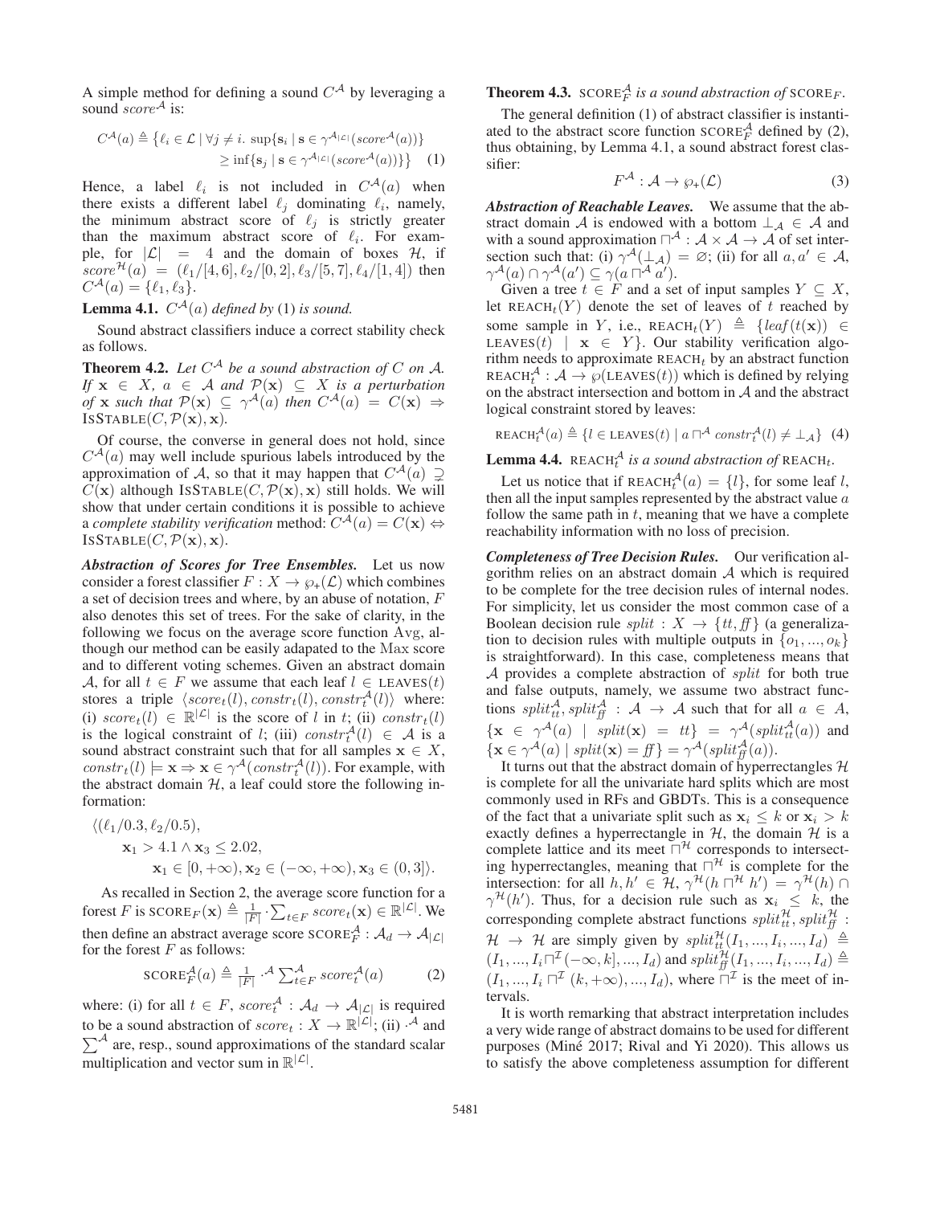A simple method for defining a sound $C^{\mathcal{A}}$ by leveraging a sound $score^{\mathcal{A}}$ is:

$$C^{\mathcal{A}}(a) \triangleq \{\ell_i \in \mathcal{L} \mid \forall j \neq i.\ \sup\{\mathbf{s}_i \mid \mathbf{s} \in \gamma^{\mathcal{A}_{|\mathcal{L}|}}(score^{\mathcal{A}}(a))\} \geq \inf\{\mathbf{s}_j \mid \mathbf{s} \in \gamma^{\mathcal{A}_{|\mathcal{L}|}}(score^{\mathcal{A}}(a))\}\} \quad (1)$$

Hence, a label $\ell_i$ is not included in $C^{\mathcal{A}}(a)$ when there exists a different label $\ell_j$ dominating $\ell_i$, namely, the minimum abstract score of $\ell_j$ is strictly greater than the maximum abstract score of $\ell_i$. For example, for $|\mathcal{L}| = 4$ and the domain of boxes $\mathcal{H}$, if $score^{\mathcal{H}}(a) = (\ell_1/[4,6], \ell_2/[0,2], \ell_3/[5,7], \ell_4/[1,4])$ then $C^{\mathcal{A}}(a) = \{\ell_1, \ell_3\}$.

**Lemma 4.1.** *$C^{\mathcal{A}}(a)$ defined by* (1) *is sound.*

Sound abstract classifiers induce a correct stability check as follows.

**Theorem 4.2.** *Let $C^{\mathcal{A}}$ be a sound abstraction of $C$ on $\mathcal{A}$. If $\mathbf{x} \in X$, $a \in \mathcal{A}$ and $\mathcal{P}(\mathbf{x}) \subseteq X$ is a perturbation of $\mathbf{x}$ such that $\mathcal{P}(\mathbf{x}) \subseteq \gamma^{\mathcal{A}}(a)$ then $C^{\mathcal{A}}(a) = C(\mathbf{x}) \Rightarrow$ $\text{IsStable}(C, \mathcal{P}(\mathbf{x}), \mathbf{x})$.*

Of course, the converse in general does not hold, since $C^{\mathcal{A}}(a)$ may well include spurious labels introduced by the approximation of $\mathcal{A}$, so that it may happen that $C^{\mathcal{A}}(a) \supsetneq C(\mathbf{x})$ although $\text{IsStable}(C, \mathcal{P}(\mathbf{x}), \mathbf{x})$ still holds. We will show that under certain conditions it is possible to achieve a *complete stability verification* method: $C^{\mathcal{A}}(a) = C(\mathbf{x}) \Leftrightarrow \text{IsStable}(C, \mathcal{P}(\mathbf{x}), \mathbf{x})$.

***Abstraction of Scores for Tree Ensembles.*** Let us now consider a forest classifier $F : X \to \wp_+(\mathcal{L})$ which combines a set of decision trees and where, by an abuse of notation, $F$ also denotes this set of trees. For the sake of clarity, in the following we focus on the average score function Avg, although our method can be easily adapated to the Max score and to different voting schemes. Given an abstract domain $\mathcal{A}$, for all $t \in F$ we assume that each leaf $l \in \text{LEAVES}(t)$ stores a triple $\langle score_t(l), constr_t(l), constr_t^{\mathcal{A}}(l)\rangle$ where: (i) $score_t(l) \in \mathbb{R}^{|\mathcal{L}|}$ is the score of $l$ in $t$; (ii) $constr_t(l)$ is the logical constraint of $l$; (iii) $constr_t^{\mathcal{A}}(l) \in \mathcal{A}$ is a sound abstract constraint such that for all samples $\mathbf{x} \in X$, $constr_t(l) \models \mathbf{x} \Rightarrow \mathbf{x} \in \gamma^{\mathcal{A}}(constr_t^{\mathcal{A}}(l))$. For example, with the abstract domain $\mathcal{H}$, a leaf could store the following information:

$$\langle(\ell_1/0.3, \ell_2/0.5),\ \mathbf{x}_1 > 4.1 \wedge \mathbf{x}_3 \leq 2.02,\ \mathbf{x}_1 \in [0, +\infty), \mathbf{x}_2 \in (-\infty, +\infty), \mathbf{x}_3 \in (0, 3]\rangle.$$

As recalled in Section 2, the average score function for a forest $F$ is $\text{SCORE}_F(\mathbf{x}) \triangleq \frac{1}{|F|} \cdot \sum_{t \in F} score_t(\mathbf{x}) \in \mathbb{R}^{|\mathcal{L}|}$. We then define an abstract average score $\text{SCORE}_F^{\mathcal{A}} : \mathcal{A}_d \to \mathcal{A}_{|\mathcal{L}|}$ for the forest $F$ as follows:

$$\text{SCORE}_F^{\mathcal{A}}(a) \triangleq \tfrac{1}{|F|} \cdot^{\mathcal{A}} \textstyle\sum_{t \in F}^{\mathcal{A}} score_t^{\mathcal{A}}(a) \quad (2)$$

where: (i) for all $t \in F$, $score_t^{\mathcal{A}} : \mathcal{A}_d \to \mathcal{A}_{|\mathcal{L}|}$ is required to be a sound abstraction of $score_t : X \to \mathbb{R}^{|\mathcal{L}|}$; (ii) $\cdot^{\mathcal{A}}$ and $\sum^{\mathcal{A}}$ are, resp., sound approximations of the standard scalar multiplication and vector sum in $\mathbb{R}^{|\mathcal{L}|}$.

**Theorem 4.3.** *$\text{SCORE}_F^{\mathcal{A}}$ is a sound abstraction of $\text{SCORE}_F$.*

The general definition (1) of abstract classifier is instantiated to the abstract score function $\text{SCORE}_F^{\mathcal{A}}$ defined by (2), thus obtaining, by Lemma 4.1, a sound abstract forest classifier:

$$F^{\mathcal{A}} : \mathcal{A} \to \wp_+(\mathcal{L}) \quad (3)$$

***Abstraction of Reachable Leaves.*** We assume that the abstract domain $\mathcal{A}$ is endowed with a bottom $\bot_{\mathcal{A}} \in \mathcal{A}$ and with a sound approximation $\sqcap^{\mathcal{A}} : \mathcal{A} \times \mathcal{A} \to \mathcal{A}$ of set intersection such that: (i) $\gamma^{\mathcal{A}}(\bot_{\mathcal{A}}) = \varnothing$; (ii) for all $a, a' \in \mathcal{A}$, $\gamma^{\mathcal{A}}(a) \cap \gamma^{\mathcal{A}}(a') \subseteq \gamma(a \sqcap^{\mathcal{A}} a')$.

Given a tree $t \in F$ and a set of input samples $Y \subseteq X$, let $\text{REACH}_t(Y)$ denote the set of leaves of $t$ reached by some sample in $Y$, i.e., $\text{REACH}_t(Y) \triangleq \{leaf(t(\mathbf{x})) \in \text{LEAVES}(t) \mid \mathbf{x} \in Y\}$. Our stability verification algorithm needs to approximate $\text{REACH}_t$ by an abstract function $\text{REACH}_t^{\mathcal{A}} : \mathcal{A} \to \wp(\text{LEAVES}(t))$ which is defined by relying on the abstract intersection and bottom in $\mathcal{A}$ and the abstract logical constraint stored by leaves:

$$\text{REACH}_t^{\mathcal{A}}(a) \triangleq \{l \in \text{LEAVES}(t) \mid a \sqcap^{\mathcal{A}} constr_t^{\mathcal{A}}(l) \neq \bot_{\mathcal{A}}\} \quad (4)$$

**Lemma 4.4.** *$\text{REACH}_t^{\mathcal{A}}$ is a sound abstraction of $\text{REACH}_t$.*

Let us notice that if $\text{REACH}_t^{\mathcal{A}}(a) = \{l\}$, for some leaf $l$, then all the input samples represented by the abstract value $a$ follow the same path in $t$, meaning that we have a complete reachability information with no loss of precision.

***Completeness of Tree Decision Rules.*** Our verification algorithm relies on an abstract domain $\mathcal{A}$ which is required to be complete for the tree decision rules of internal nodes. For simplicity, let us consider the most common case of a Boolean decision rule $split : X \to \{tt, ff\}$ (a generalization to decision rules with multiple outputs in $\{o_1, ..., o_k\}$ is straightforward). In this case, completeness means that $\mathcal{A}$ provides a complete abstraction of $split$ for both true and false outputs, namely, we assume two abstract functions $split_{tt}^{\mathcal{A}}, split_{ff}^{\mathcal{A}} : \mathcal{A} \to \mathcal{A}$ such that for all $a \in A$, $\{\mathbf{x} \in \gamma^{\mathcal{A}}(a) \mid split(\mathbf{x}) = tt\} = \gamma^{\mathcal{A}}(split_{tt}^{\mathcal{A}}(a))$ and $\{\mathbf{x} \in \gamma^{\mathcal{A}}(a) \mid split(\mathbf{x}) = ff\} = \gamma^{\mathcal{A}}(split_{ff}^{\mathcal{A}}(a))$.

It turns out that the abstract domain of hyperrectangles $\mathcal{H}$ is complete for all the univariate hard splits which are most commonly used in RFs and GBDTs. This is a consequence of the fact that a univariate split such as $\mathbf{x}_i \leq k$ or $\mathbf{x}_i > k$ exactly defines a hyperrectangle in $\mathcal{H}$, the domain $\mathcal{H}$ is a complete lattice and its meet $\sqcap^{\mathcal{H}}$ corresponds to intersecting hyperrectangles, meaning that $\sqcap^{\mathcal{H}}$ is complete for the intersection: for all $h, h' \in \mathcal{H}$, $\gamma^{\mathcal{H}}(h \sqcap^{\mathcal{H}} h') = \gamma^{\mathcal{H}}(h) \cap \gamma^{\mathcal{H}}(h')$. Thus, for a decision rule such as $\mathbf{x}_i \leq k$, the corresponding complete abstract functions $split_{tt}^{\mathcal{H}}, split_{ff}^{\mathcal{H}} : \mathcal{H} \to \mathcal{H}$ are simply given by $split_{tt}^{\mathcal{H}}(I_1, ..., I_i, ..., I_d) \triangleq (I_1, ..., I_i \sqcap^{\mathcal{I}} (-\infty, k], ..., I_d)$ and $split_{ff}^{\mathcal{H}}(I_1, ..., I_i, ..., I_d) \triangleq (I_1, ..., I_i \sqcap^{\mathcal{I}} (k, +\infty), ..., I_d)$, where $\sqcap^{\mathcal{I}}$ is the meet of intervals.

It is worth remarking that abstract interpretation includes a very wide range of abstract domains to be used for different purposes (Miné 2017; Rival and Yi 2020). This allows us to satisfy the above completeness assumption for different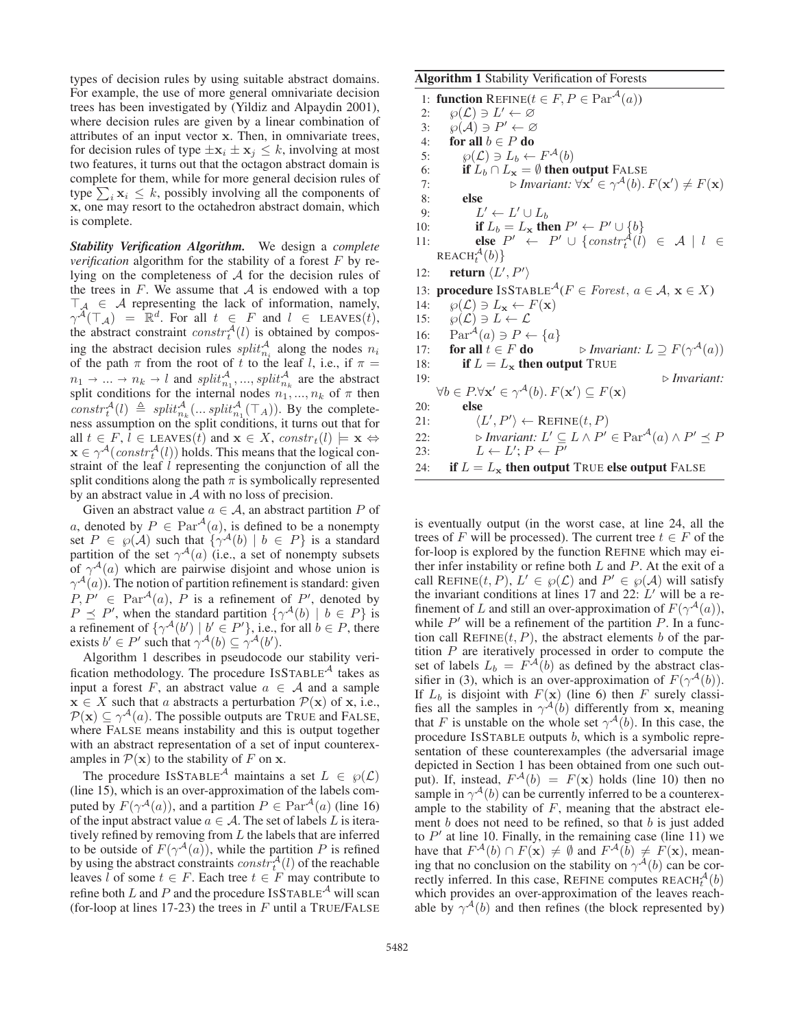types of decision rules by using suitable abstract domains. For example, the use of more general omnivariate decision trees has been investigated by (Yildiz and Alpaydin 2001), where decision rules are given by a linear combination of attributes of an input vector $\mathbf{x}$. Then, in omnivariate trees, for decision rules of type $\pm \mathbf{x}_i \pm \mathbf{x}_j \leq k$, involving at most two features, it turns out that the octagon abstract domain is complete for them, while for more general decision rules of type $\sum_i \mathbf{x}_i \leq k$, possibly involving all the components of $\mathbf{x}$, one may resort to the octahedron abstract domain, which is complete.

***Stability Verification Algorithm.*** We design a *complete verification* algorithm for the stability of a forest $F$ by relying on the completeness of $\mathcal{A}$ for the decision rules of the trees in $F$. We assume that $\mathcal{A}$ is endowed with a top $\top_{\mathcal{A}} \in \mathcal{A}$ representing the lack of information, namely, $\gamma^{\mathcal{A}}(\top_{\mathcal{A}}) = \mathbb{R}^d$. For all $t \in F$ and $l \in \text{LEAVES}(t)$, the abstract constraint $constr_t^{\mathcal{A}}(l)$ is obtained by composing the abstract decision rules $split_{n_i}^{\mathcal{A}}$ along the nodes $n_i$ of the path $\pi$ from the root of $t$ to the leaf $l$, i.e., if $\pi = n_1 \to \ldots \to n_k \to l$ and $split_{n_1}^{\mathcal{A}}, \ldots, split_{n_k}^{\mathcal{A}}$ are the abstract split conditions for the internal nodes $n_1, \ldots, n_k$ of $\pi$ then $constr_t^{\mathcal{A}}(l) \triangleq split_{n_k}^{\mathcal{A}}(\ldots split_{n_1}^{\mathcal{A}}(\top_A))$. By the completeness assumption on the split conditions, it turns out that for all $t \in F$, $l \in \text{LEAVES}(t)$ and $\mathbf{x} \in X$, $constr_t(l) \models \mathbf{x} \Leftrightarrow \mathbf{x} \in \gamma^{\mathcal{A}}(constr_t^{\mathcal{A}}(l))$ holds. This means that the logical constraint of the leaf $l$ representing the conjunction of all the split conditions along the path $\pi$ is symbolically represented by an abstract value in $\mathcal{A}$ with no loss of precision.

Given an abstract value $a \in \mathcal{A}$, an abstract partition $P$ of $a$, denoted by $P \in \text{Par}^{\mathcal{A}}(a)$, is defined to be a nonempty set $P \in \wp(\mathcal{A})$ such that $\{\gamma^{\mathcal{A}}(b) \mid b \in P\}$ is a standard partition of the set $\gamma^{\mathcal{A}}(a)$ (i.e., a set of nonempty subsets of $\gamma^{\mathcal{A}}(a)$ which are pairwise disjoint and whose union is $\gamma^{\mathcal{A}}(a)$). The notion of partition refinement is standard: given $P, P' \in \text{Par}^{\mathcal{A}}(a)$, $P$ is a refinement of $P'$, denoted by $P \preceq P'$, when the standard partition $\{\gamma^{\mathcal{A}}(b) \mid b \in P\}$ is a refinement of $\{\gamma^{\mathcal{A}}(b') \mid b' \in P'\}$, i.e., for all $b \in P$, there exists $b' \in P'$ such that $\gamma^{\mathcal{A}}(b) \subseteq \gamma^{\mathcal{A}}(b')$.

Algorithm 1 describes in pseudocode our stability verification methodology. The procedure $\text{IsSTABLE}^{\mathcal{A}}$ takes as input a forest $F$, an abstract value $a \in \mathcal{A}$ and a sample $\mathbf{x} \in X$ such that $a$ abstracts a perturbation $\mathcal{P}(\mathbf{x})$ of $\mathbf{x}$, i.e., $\mathcal{P}(\mathbf{x}) \subseteq \gamma^{\mathcal{A}}(a)$. The possible outputs are TRUE and FALSE, where FALSE means instability and this is output together with an abstract representation of a set of input counterexamples in $\mathcal{P}(\mathbf{x})$ to the stability of $F$ on $\mathbf{x}$.

The procedure $\text{IsSTABLE}^{\mathcal{A}}$ maintains a set $L \in \wp(\mathcal{L})$ (line 15), which is an over-approximation of the labels computed by $F(\gamma^{\mathcal{A}}(a))$, and a partition $P \in \text{Par}^{\mathcal{A}}(a)$ (line 16) of the input abstract value $a \in \mathcal{A}$. The set of labels $L$ is iteratively refined by removing from $L$ the labels that are inferred to be outside of $F(\gamma^{\mathcal{A}}(a))$, while the partition $P$ is refined by using the abstract constraints $constr_t^{\mathcal{A}}(l)$ of the reachable leaves $l$ of some $t \in F$. Each tree $t \in F$ may contribute to refine both $L$ and $P$ and the procedure $\text{IsSTABLE}^{\mathcal{A}}$ will scan (for-loop at lines 17-23) the trees in $F$ until a TRUE/FALSE

**Algorithm 1** Stability Verification of Forests

```
1:  function REFINE(t ∈ F, P ∈ Par^A(a))
2:      ℘(L) ∋ L' ← ∅
3:      ℘(A) ∋ P' ← ∅
4:      for all b ∈ P do
5:          ℘(L) ∋ L_b ← F^A(b)
6:          if L_b ∩ L_x = ∅ then output FALSE
7:                  ▷ Invariant: ∀x' ∈ γ^A(b). F(x') ≠ F(x)
8:          else
9:              L' ← L' ∪ L_b
10:             if L_b = L_x then P' ← P' ∪ {b}
11:             else P' ← P' ∪ {constr_t^A(l) ∈ A | l ∈ REACH_t^A(b)}
12:     return ⟨L', P'⟩
13: procedure ISSTABLE^A(F ∈ Forest, a ∈ A, x ∈ X)
14:     ℘(L) ∋ L_x ← F(x)
15:     ℘(L) ∋ L ← L
16:     Par^A(a) ∋ P ← {a}
17:     for all t ∈ F do          ▷ Invariant: L ⊇ F(γ^A(a))
18:         if L = L_x then output TRUE
19:                                            ▷ Invariant:
            ∀b ∈ P.∀x' ∈ γ^A(b). F(x') ⊆ F(x)
20:         else
21:             ⟨L', P'⟩ ← REFINE(t, P)
22:             ▷ Invariant: L' ⊆ L ∧ P' ∈ Par^A(a) ∧ P' ⪯ P
23:             L ← L'; P ← P'
24:     if L = L_x then output TRUE else output FALSE
```

is eventually output (in the worst case, at line 24, all the trees of $F$ will be processed). The current tree $t \in F$ of the for-loop is explored by the function REFINE which may either infer instability or refine both $L$ and $P$. At the exit of a call $\text{REFINE}(t, P)$, $L' \in \wp(\mathcal{L})$ and $P' \in \wp(\mathcal{A})$ will satisfy the invariant conditions at lines 17 and 22: $L'$ will be a refinement of $L$ and still an over-approximation of $F(\gamma^{\mathcal{A}}(a))$, while $P'$ will be a refinement of the partition $P$. In a function call $\text{REFINE}(t, P)$, the abstract elements $b$ of the partition $P$ are iteratively processed in order to compute the set of labels $L_b = F^{\mathcal{A}}(b)$ as defined by the abstract classifier in (3), which is an over-approximation of $F(\gamma^{\mathcal{A}}(b))$. If $L_b$ is disjoint with $F(\mathbf{x})$ (line 6) then $F$ surely classifies all the samples in $\gamma^{\mathcal{A}}(b)$ differently from $\mathbf{x}$, meaning that $F$ is unstable on the whole set $\gamma^{\mathcal{A}}(b)$. In this case, the procedure IsSTABLE outputs $b$, which is a symbolic representation of these counterexamples (the adversarial image depicted in Section 1 has been obtained from one such output). If, instead, $F^{\mathcal{A}}(b) = F(\mathbf{x})$ holds (line 10) then no sample in $\gamma^{\mathcal{A}}(b)$ can be currently inferred to be a counterexample to the stability of $F$, meaning that the abstract element $b$ does not need to be refined, so that $b$ is just added to $P'$ at line 10. Finally, in the remaining case (line 11) we have that $F^{\mathcal{A}}(b) \cap F(\mathbf{x}) \neq \emptyset$ and $F^{\mathcal{A}}(b) \neq F(\mathbf{x})$, meaning that no conclusion on the stability on $\gamma^{\mathcal{A}}(b)$ can be correctly inferred. In this case, REFINE computes $\text{REACH}_t^{\mathcal{A}}(b)$ which provides an over-approximation of the leaves reachable by $\gamma^{\mathcal{A}}(b)$ and then refines (the block represented by)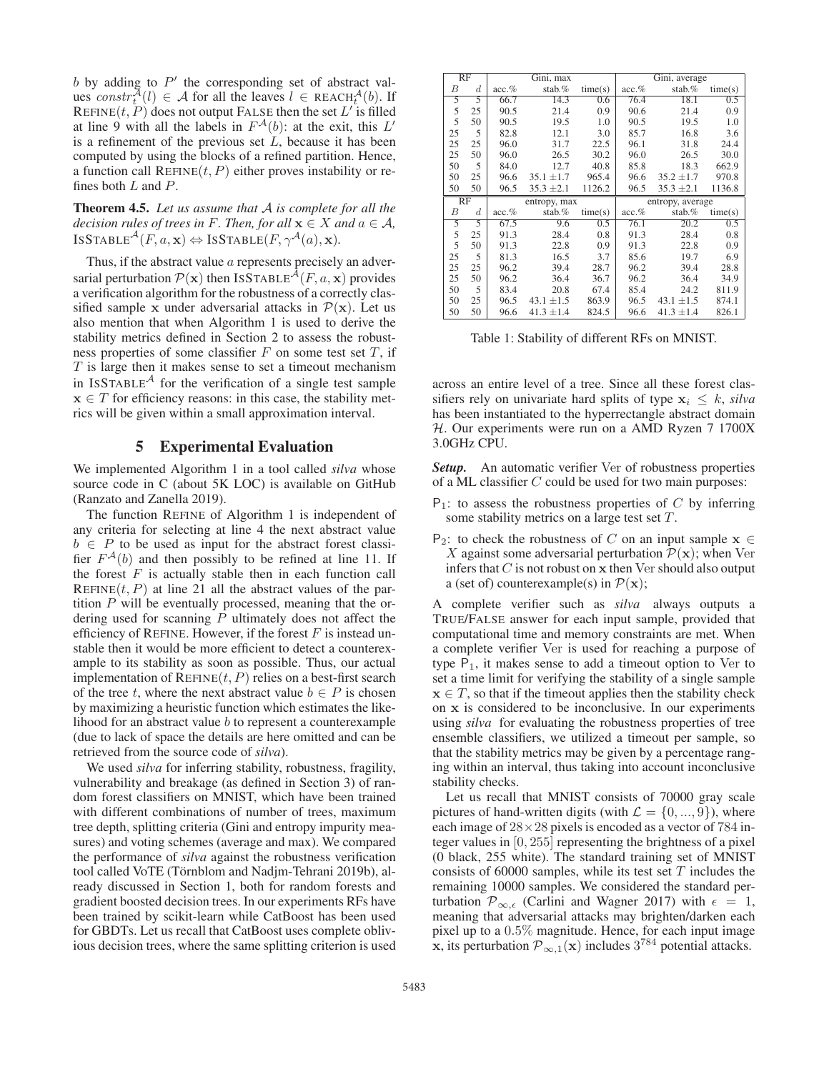$b$ by adding to $P'$ the corresponding set of abstract values $constr_t^{\mathcal{A}}(l) \in \mathcal{A}$ for all the leaves $l \in \text{REACH}_t^{\mathcal{A}}(b)$. If $\text{REFINE}(t, P)$ does not output FALSE then the set $L'$ is filled at line 9 with all the labels in $F^{\mathcal{A}}(b)$: at the exit, this $L'$ is a refinement of the previous set $L$, because it has been computed by using the blocks of a refined partition. Hence, a function call $\text{REFINE}(t, P)$ either proves instability or refines both $L$ and $P$.

**Theorem 4.5.** *Let us assume that $\mathcal{A}$ is complete for all the decision rules of trees in $F$. Then, for all $\mathbf{x} \in X$ and $a \in \mathcal{A}$, $\text{ISSTABLE}^{\mathcal{A}}(F, a, \mathbf{x}) \Leftrightarrow \text{ISSTABLE}(F, \gamma^{\mathcal{A}}(a), \mathbf{x})$.*

Thus, if the abstract value $a$ represents precisely an adversarial perturbation $\mathcal{P}(\mathbf{x})$ then $\text{ISSTABLE}^{\mathcal{A}}(F, a, \mathbf{x})$ provides a verification algorithm for the robustness of a correctly classified sample $\mathbf{x}$ under adversarial attacks in $\mathcal{P}(\mathbf{x})$. Let us also mention that when Algorithm 1 is used to derive the stability metrics defined in Section 2 to assess the robustness properties of some classifier $F$ on some test set $T$, if $T$ is large then it makes sense to set a timeout mechanism in $\text{ISSTABLE}^{\mathcal{A}}$ for the verification of a single test sample $\mathbf{x} \in T$ for efficiency reasons: in this case, the stability metrics will be given within a small approximation interval.

## 5 Experimental Evaluation

We implemented Algorithm 1 in a tool called *silva* whose source code in C (about 5K LOC) is available on GitHub (Ranzato and Zanella 2019).

The function REFINE of Algorithm 1 is independent of any criteria for selecting at line 4 the next abstract value $b \in P$ to be used as input for the abstract forest classifier $F^{\mathcal{A}}(b)$ and then possibly to be refined at line 11. If the forest $F$ is actually stable then in each function call $\text{REFINE}(t, P)$ at line 21 all the abstract values of the partition $P$ will be eventually processed, meaning that the ordering used for scanning $P$ ultimately does not affect the efficiency of REFINE. However, if the forest $F$ is instead unstable then it would be more efficient to detect a counterexample to its stability as soon as possible. Thus, our actual implementation of $\text{REFINE}(t, P)$ relies on a best-first search of the tree $t$, where the next abstract value $b \in P$ is chosen by maximizing a heuristic function which estimates the likelihood for an abstract value $b$ to represent a counterexample (due to lack of space the details are here omitted and can be retrieved from the source code of *silva*).

We used *silva* for inferring stability, robustness, fragility, vulnerability and breakage (as defined in Section 3) of random forest classifiers on MNIST, which have been trained with different combinations of number of trees, maximum tree depth, splitting criteria (Gini and entropy impurity measures) and voting schemes (average and max). We compared the performance of *silva* against the robustness verification tool called VoTE (Törnblom and Nadjm-Tehrani 2019b), already discussed in Section 1, both for random forests and gradient boosted decision trees. In our experiments RFs have been trained by scikit-learn while CatBoost has been used for GBDTs. Let us recall that CatBoost uses complete oblivious decision trees, where the same splitting criterion is used across an entire level of a tree. Since all these forest classifiers rely on univariate hard splits of type $\mathbf{x}_i \leq k$, *silva* has been instantiated to the hyperrectangle abstract domain $\mathcal{H}$. Our experiments were run on a AMD Ryzen 7 1700X 3.0GHz CPU.

| RF | | Gini, max | | | Gini, average | | |
|---|---|---|---|---|---|---|---|
| $B$ | $d$ | acc.% | stab.% | time(s) | acc.% | stab.% | time(s) |
| 5 | 5 | 66.7 | 14.3 | 0.6 | 76.4 | 18.1 | 0.5 |
| 5 | 25 | 90.5 | 21.4 | 0.9 | 90.6 | 21.4 | 0.9 |
| 5 | 50 | 90.5 | 19.5 | 1.0 | 90.5 | 19.5 | 1.0 |
| 25 | 5 | 82.8 | 12.1 | 3.0 | 85.7 | 16.8 | 3.6 |
| 25 | 25 | 96.0 | 31.7 | 22.5 | 96.1 | 31.8 | 24.4 |
| 25 | 50 | 96.0 | 26.5 | 30.2 | 96.0 | 26.5 | 30.0 |
| 50 | 5 | 84.0 | 12.7 | 40.8 | 85.8 | 18.3 | 662.9 |
| 50 | 25 | 96.6 | 35.1 ±1.7 | 965.4 | 96.6 | 35.2 ±1.7 | 970.8 |
| 50 | 50 | 96.5 | 35.3 ±2.1 | 1126.2 | 96.5 | 35.3 ±2.1 | 1136.8 |
| RF | | entropy, max | | | entropy, average | | |
| $B$ | $d$ | acc.% | stab.% | time(s) | acc.% | stab.% | time(s) |
| 5 | 5 | 67.5 | 9.6 | 0.5 | 76.1 | 20.2 | 0.5 |
| 5 | 25 | 91.3 | 28.4 | 0.8 | 91.3 | 28.4 | 0.8 |
| 5 | 50 | 91.3 | 22.8 | 0.9 | 91.3 | 22.8 | 0.9 |
| 25 | 5 | 81.3 | 16.5 | 3.7 | 85.6 | 19.7 | 6.9 |
| 25 | 25 | 96.2 | 39.4 | 28.7 | 96.2 | 39.4 | 28.8 |
| 25 | 50 | 96.2 | 36.4 | 36.7 | 96.2 | 36.4 | 34.9 |
| 50 | 5 | 83.4 | 20.8 | 67.4 | 85.4 | 24.2 | 811.9 |
| 50 | 25 | 96.5 | 43.1 ±1.5 | 863.9 | 96.5 | 43.1 ±1.5 | 874.1 |
| 50 | 50 | 96.6 | 41.3 ±1.4 | 824.5 | 96.6 | 41.3 ±1.4 | 826.1 |

Table 1: Stability of different RFs on MNIST.

***Setup.*** An automatic verifier Ver of robustness properties of a ML classifier $C$ could be used for two main purposes:

- $\mathsf{P}_1$: to assess the robustness properties of $C$ by inferring some stability metrics on a large test set $T$.
- $\mathsf{P}_2$: to check the robustness of $C$ on an input sample $\mathbf{x} \in X$ against some adversarial perturbation $\mathcal{P}(\mathbf{x})$; when Ver infers that $C$ is not robust on $\mathbf{x}$ then Ver should also output a (set of) counterexample(s) in $\mathcal{P}(\mathbf{x})$;

A complete verifier such as *silva* always outputs a TRUE/FALSE answer for each input sample, provided that computational time and memory constraints are met. When a complete verifier Ver is used for reaching a purpose of type $\mathsf{P}_1$, it makes sense to add a timeout option to Ver to set a time limit for verifying the stability of a single sample $\mathbf{x} \in T$, so that if the timeout applies then the stability check on $\mathbf{x}$ is considered to be inconclusive. In our experiments using *silva* for evaluating the robustness properties of tree ensemble classifiers, we utilized a timeout per sample, so that the stability metrics may be given by a percentage ranging within an interval, thus taking into account inconclusive stability checks.

Let us recall that MNIST consists of 70000 gray scale pictures of hand-written digits (with $\mathcal{L} = \{0, ..., 9\}$), where each image of $28 \times 28$ pixels is encoded as a vector of 784 integer values in $[0, 255]$ representing the brightness of a pixel (0 black, 255 white). The standard training set of MNIST consists of 60000 samples, while its test set $T$ includes the remaining 10000 samples. We considered the standard perturbation $\mathcal{P}_{\infty,\epsilon}$ (Carlini and Wagner 2017) with $\epsilon = 1$, meaning that adversarial attacks may brighten/darken each pixel up to a $0.5\%$ magnitude. Hence, for each input image $\mathbf{x}$, its perturbation $\mathcal{P}_{\infty,1}(\mathbf{x})$ includes $3^{784}$ potential attacks.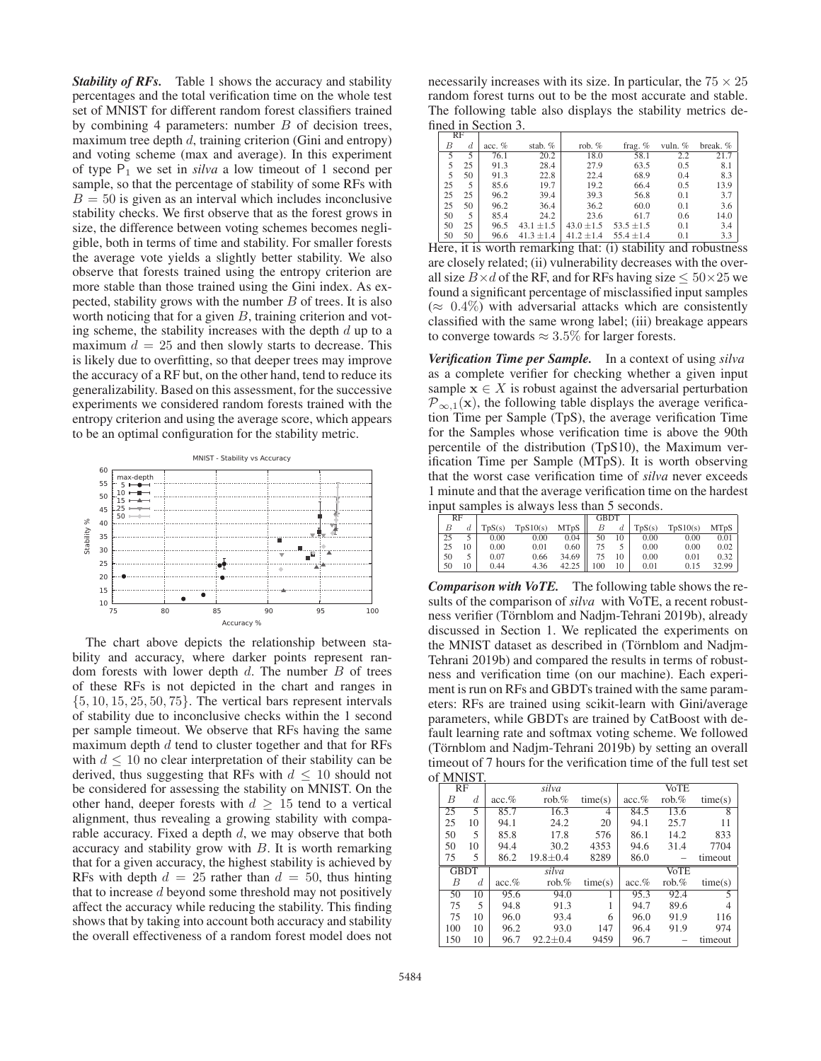***Stability of RFs.*** Table 1 shows the accuracy and stability percentages and the total verification time on the whole test set of MNIST for different random forest classifiers trained by combining 4 parameters: number $B$ of decision trees, maximum tree depth $d$, training criterion (Gini and entropy) and voting scheme (max and average). In this experiment of type $\mathsf{P}_1$ we set in *silva* a low timeout of 1 second per sample, so that the percentage of stability of some RFs with $B = 50$ is given as an interval which includes inconclusive stability checks. We first observe that as the forest grows in size, the difference between voting schemes becomes negligible, both in terms of time and stability. For smaller forests the average vote yields a slightly better stability. We also observe that forests trained using the entropy criterion are more stable than those trained using the Gini index. As expected, stability grows with the number $B$ of trees. It is also worth noticing that for a given $B$, training criterion and voting scheme, the stability increases with the depth $d$ up to a maximum $d = 25$ and then slowly starts to decrease. This is likely due to overfitting, so that deeper trees may improve the accuracy of a RF but, on the other hand, tend to reduce its generalizability. Based on this assessment, for the successive experiments we considered random forests trained with the entropy criterion and using the average score, which appears to be an optimal configuration for the stability metric.

The chart above depicts the relationship between stability and accuracy, where darker points represent random forests with lower depth $d$. The number $B$ of trees of these RFs is not depicted in the chart and ranges in $\{5, 10, 15, 25, 50, 75\}$. The vertical bars represent intervals of stability due to inconclusive checks within the 1 second per sample timeout. We observe that RFs having the same maximum depth $d$ tend to cluster together and that for RFs with $d \leq 10$ no clear interpretation of their stability can be derived, thus suggesting that RFs with $d \leq 10$ should not be considered for assessing the stability on MNIST. On the other hand, deeper forests with $d \geq 15$ tend to a vertical alignment, thus revealing a growing stability with comparable accuracy. Fixed a depth $d$, we may observe that both accuracy and stability grow with $B$. It is worth remarking that for a given accuracy, the highest stability is achieved by RFs with depth $d = 25$ rather than $d = 50$, thus hinting that to increase $d$ beyond some threshold may not positively affect the accuracy while reducing the stability. This finding shows that by taking into account both accuracy and stability the overall effectiveness of a random forest model does not necessarily increases with its size. In particular, the $75 \times 25$ random forest turns out to be the most accurate and stable. The following table also displays the stability metrics defined in Section 3.

| RF $B$ | $d$ | acc. % | stab. % | rob. % | frag. % | vuln. % | break. % |
|---|---|---|---|---|---|---|---|
| 5 | 5 | 76.1 | 20.2 | 18.0 | 58.1 | 2.2 | 21.7 |
| 5 | 25 | 91.3 | 28.4 | 27.9 | 63.5 | 0.5 | 8.1 |
| 5 | 50 | 91.3 | 22.8 | 22.4 | 68.9 | 0.4 | 8.3 |
| 25 | 5 | 85.6 | 19.7 | 19.2 | 66.4 | 0.5 | 13.9 |
| 25 | 25 | 96.2 | 39.4 | 39.3 | 56.8 | 0.1 | 3.7 |
| 25 | 50 | 96.2 | 36.4 | 36.2 | 60.0 | 0.1 | 3.6 |
| 50 | 5 | 85.4 | 24.2 | 23.6 | 61.7 | 0.6 | 14.0 |
| 50 | 25 | 96.5 | 43.1 ±1.5 | 43.0 ±1.5 | 53.5 ±1.5 | 0.1 | 3.4 |
| 50 | 50 | 96.6 | 41.3 ±1.4 | 41.2 ±1.4 | 55.4 ±1.4 | 0.1 | 3.3 |

Here, it is worth remarking that: (i) stability and robustness are closely related; (ii) vulnerability decreases with the overall size $B \times d$ of the RF, and for RFs having size $\leq 50 \times 25$ we found a significant percentage of misclassified input samples ($\approx 0.4\%$) with adversarial attacks which are consistently classified with the same wrong label; (iii) breakage appears to converge towards $\approx 3.5\%$ for larger forests.

***Verification Time per Sample.*** In a context of using *silva* as a complete verifier for checking whether a given input sample $\mathbf{x} \in X$ is robust against the adversarial perturbation $\mathcal{P}_{\infty,1}(\mathbf{x})$, the following table displays the average verification Time per Sample (TpS), the average verification Time for the Samples whose verification time is above the 90th percentile of the distribution (TpS10), the Maximum verification Time per Sample (MTpS). It is worth observing that the worst case verification time of *silva* never exceeds 1 minute and that the average verification time on the hardest input samples is always less than 5 seconds.

| RF $B$ | $d$ | TpS(s) | TpS10(s) | MTpS | GBDT $B$ | $d$ | TpS(s) | TpS10(s) | MTpS |
|---|---|---|---|---|---|---|---|---|---|
| 25 | 5 | 0.00 | 0.00 | 0.04 | 50 | 10 | 0.00 | 0.00 | 0.01 |
| 25 | 10 | 0.00 | 0.01 | 0.60 | 75 | 5 | 0.00 | 0.00 | 0.02 |
| 50 | 5 | 0.07 | 0.66 | 34.69 | 75 | 10 | 0.00 | 0.01 | 0.32 |
| 50 | 10 | 0.44 | 4.36 | 42.25 | 100 | 10 | 0.01 | 0.15 | 32.99 |

***Comparison with VoTE.*** The following table shows the results of the comparison of *silva* with VoTE, a recent robustness verifier (Törnblom and Nadjm-Tehrani 2019b), already discussed in Section 1. We replicated the experiments on the MNIST dataset as described in (Törnblom and Nadjm-Tehrani 2019b) and compared the results in terms of robustness and verification time (on our machine). Each experiment is run on RFs and GBDTs trained with the same parameters: RFs are trained using scikit-learn with Gini/average parameters, while GBDTs are trained by CatBoost with default learning rate and softmax voting scheme. We followed (Törnblom and Nadjm-Tehrani 2019b) by setting an overall timeout of 7 hours for the verification time of the full test set of MNIST.

| RF $B$ | $d$ | *silva* acc.% | *silva* rob.% | *silva* time(s) | VoTE acc.% | VoTE rob.% | VoTE time(s) |
|---|---|---|---|---|---|---|---|
| 25 | 5 | 85.7 | 16.3 | 4 | 84.5 | 13.6 | 8 |
| 25 | 10 | 94.1 | 24.2 | 20 | 94.1 | 25.7 | 11 |
| 50 | 5 | 85.8 | 17.8 | 576 | 86.1 | 14.2 | 833 |
| 50 | 10 | 94.4 | 30.2 | 4353 | 94.6 | 31.4 | 7704 |
| 75 | 5 | 86.2 | 19.8±0.4 | 8289 | 86.0 | – | timeout |
| **GBDT** $B$ | $d$ | *silva* acc.% | *silva* rob.% | *silva* time(s) | VoTE acc.% | VoTE rob.% | VoTE time(s) |
| 50 | 10 | 95.6 | 94.0 | 1 | 95.3 | 92.4 | 5 |
| 75 | 5 | 94.8 | 91.3 | 1 | 94.7 | 89.6 | 4 |
| 75 | 10 | 96.0 | 93.4 | 6 | 96.0 | 91.9 | 116 |
| 100 | 10 | 96.2 | 93.0 | 147 | 96.4 | 91.9 | 974 |
| 150 | 10 | 96.7 | 92.2±0.4 | 9459 | 96.7 | – | timeout |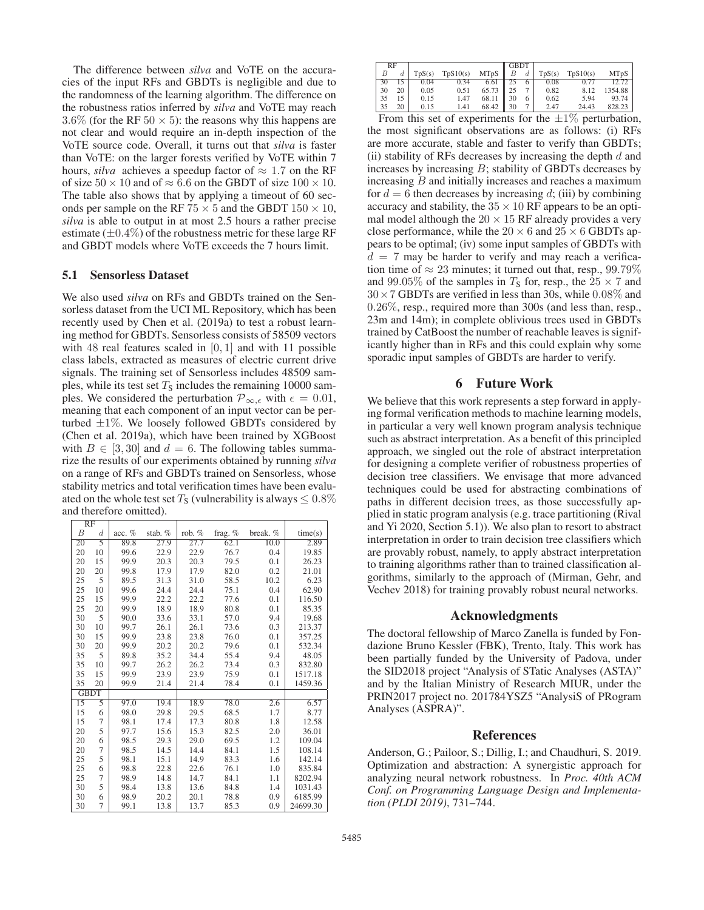The difference between *silva* and VoTE on the accuracies of the input RFs and GBDTs is negligible and due to the randomness of the learning algorithm. The difference on the robustness ratios inferred by *silva* and VoTE may reach $3.6\%$ (for the RF $50 \times 5$): the reasons why this happens are not clear and would require an in-depth inspection of the VoTE source code. Overall, it turns out that *silva* is faster than VoTE: on the larger forests verified by VoTE within 7 hours, *silva* achieves a speedup factor of $\approx 1.7$ on the RF of size $50 \times 10$ and of $\approx 6.6$ on the GBDT of size $100 \times 10$. The table also shows that by applying a timeout of 60 seconds per sample on the RF $75 \times 5$ and the GBDT $150 \times 10$, *silva* is able to output in at most 2.5 hours a rather precise estimate ($\pm 0.4\%$) of the robustness metric for these large RF and GBDT models where VoTE exceeds the 7 hours limit.

## 5.1 Sensorless Dataset

We also used *silva* on RFs and GBDTs trained on the Sensorless dataset from the UCI ML Repository, which has been recently used by Chen et al. (2019a) to test a robust learning method for GBDTs. Sensorless consists of 58509 vectors with 48 real features scaled in $[0, 1]$ and with 11 possible class labels, extracted as measures of electric current drive signals. The training set of Sensorless includes 48509 samples, while its test set $T_S$ includes the remaining 10000 samples. We considered the perturbation $\mathcal{P}_{\infty,\epsilon}$ with $\epsilon = 0.01$, meaning that each component of an input vector can be perturbed $\pm 1\%$. We loosely followed GBDTs considered by (Chen et al. 2019a), which have been trained by XGBoost with $B \in [3, 30]$ and $d = 6$. The following tables summarize the results of our experiments obtained by running *silva* on a range of RFs and GBDTs trained on Sensorless, whose stability metrics and total verification times have been evaluated on the whole test set $T_S$ (vulnerability is always $\leq 0.8\%$ and therefore omitted).

| RF | | | | | | | |
|---|---|---|---|---|---|---|---|
| $B$ | $d$ | acc. % | stab. % | rob. % | frag. % | break. % | time(s) |
| 20 | 5 | 89.8 | 27.9 | 27.7 | 62.1 | 10.0 | 2.89 |
| 20 | 10 | 99.6 | 22.9 | 22.9 | 76.7 | 0.4 | 19.85 |
| 20 | 15 | 99.9 | 20.3 | 20.3 | 79.5 | 0.1 | 26.23 |
| 20 | 20 | 99.8 | 17.9 | 17.9 | 82.0 | 0.2 | 21.01 |
| 25 | 5 | 89.5 | 31.3 | 31.0 | 58.5 | 10.2 | 6.23 |
| 25 | 10 | 99.6 | 24.4 | 24.4 | 75.1 | 0.4 | 62.90 |
| 25 | 15 | 99.9 | 22.2 | 22.2 | 77.6 | 0.1 | 116.50 |
| 25 | 20 | 99.9 | 18.9 | 18.9 | 80.8 | 0.1 | 85.35 |
| 30 | 5 | 90.0 | 33.6 | 33.1 | 57.0 | 9.4 | 19.68 |
| 30 | 10 | 99.7 | 26.1 | 26.1 | 73.6 | 0.3 | 213.37 |
| 30 | 15 | 99.9 | 23.8 | 23.8 | 76.0 | 0.1 | 357.25 |
| 30 | 20 | 99.9 | 20.2 | 20.2 | 79.6 | 0.1 | 532.34 |
| 35 | 5 | 89.8 | 35.2 | 34.4 | 55.4 | 9.4 | 48.05 |
| 35 | 10 | 99.7 | 26.2 | 26.2 | 73.4 | 0.3 | 832.80 |
| 35 | 15 | 99.9 | 23.9 | 23.9 | 75.9 | 0.1 | 1517.18 |
| 35 | 20 | 99.9 | 21.4 | 21.4 | 78.4 | 0.1 | 1459.36 |
| GBDT | | | | | | | |
| 15 | 5 | 97.0 | 19.4 | 18.9 | 78.0 | 2.6 | 6.57 |
| 15 | 6 | 98.0 | 29.8 | 29.5 | 68.5 | 1.7 | 8.77 |
| 15 | 7 | 98.1 | 17.4 | 17.3 | 80.8 | 1.8 | 12.58 |
| 20 | 5 | 97.7 | 15.6 | 15.3 | 82.5 | 2.0 | 36.01 |
| 20 | 6 | 98.5 | 29.3 | 29.0 | 69.5 | 1.2 | 109.04 |
| 20 | 7 | 98.5 | 14.5 | 14.4 | 84.1 | 1.5 | 108.14 |
| 25 | 5 | 98.1 | 15.1 | 14.9 | 83.3 | 1.6 | 142.14 |
| 25 | 6 | 98.8 | 22.8 | 22.6 | 76.1 | 1.0 | 835.84 |
| 25 | 7 | 98.9 | 14.8 | 14.7 | 84.1 | 1.1 | 8202.94 |
| 30 | 5 | 98.4 | 13.8 | 13.6 | 84.8 | 1.4 | 1031.43 |
| 30 | 6 | 98.9 | 20.2 | 20.1 | 78.8 | 0.9 | 6185.99 |
| 30 | 7 | 99.1 | 13.8 | 13.7 | 85.3 | 0.9 | 24699.30 |

| RF | | | | | GBDT | | | | |
|---|---|---|---|---|---|---|---|---|---|
| $B$ | $d$ | TpS(s) | TpS10(s) | MTpS | $B$ | $d$ | TpS(s) | TpS10(s) | MTpS |
| 30 | 15 | 0.04 | 0.34 | 6.61 | 25 | 6 | 0.08 | 0.77 | 12.72 |
| 30 | 20 | 0.05 | 0.51 | 65.73 | 25 | 7 | 0.82 | 8.12 | 1354.88 |
| 35 | 15 | 0.15 | 1.47 | 68.11 | 30 | 6 | 0.62 | 5.94 | 93.74 |
| 35 | 20 | 0.15 | 1.41 | 68.42 | 30 | 7 | 2.47 | 24.43 | 828.23 |

From this set of experiments for the $\pm 1\%$ perturbation, the most significant observations are as follows: (i) RFs are more accurate, stable and faster to verify than GBDTs; (ii) stability of RFs decreases by increasing the depth $d$ and increases by increasing $B$; stability of GBDTs decreases by increasing $B$ and initially increases and reaches a maximum for $d = 6$ then decreases by increasing $d$; (iii) by combining accuracy and stability, the $35 \times 10$ RF appears to be an optimal model although the $20 \times 15$ RF already provides a very close performance, while the $20 \times 6$ and $25 \times 6$ GBDTs appears to be optimal; (iv) some input samples of GBDTs with $d = 7$ may be harder to verify and may reach a verification time of $\approx 23$ minutes; it turned out that, resp., $99.79\%$ and $99.05\%$ of the samples in $T_S$ for, resp., the $25 \times 7$ and $30 \times 7$ GBDTs are verified in less than 30s, while $0.08\%$ and $0.26\%$, resp., required more than 300s (and less than, resp., 23m and 14m); in complete oblivious trees used in GBDTs trained by CatBoost the number of reachable leaves is significantly higher than in RFs and this could explain why some sporadic input samples of GBDTs are harder to verify.

# 6 Future Work

We believe that this work represents a step forward in applying formal verification methods to machine learning models, in particular a very well known program analysis technique such as abstract interpretation. As a benefit of this principled approach, we singled out the role of abstract interpretation for designing a complete verifier of robustness properties of decision tree classifiers. We envisage that more advanced techniques could be used for abstracting combinations of paths in different decision trees, as those successfully applied in static program analysis (e.g. trace partitioning (Rival and Yi 2020, Section 5.1)). We also plan to resort to abstract interpretation in order to train decision tree classifiers which are provably robust, namely, to apply abstract interpretation to training algorithms rather than to trained classification algorithms, similarly to the approach of (Mirman, Gehr, and Vechev 2018) for training provably robust neural networks.

# Acknowledgments

The doctoral fellowship of Marco Zanella is funded by Fondazione Bruno Kessler (FBK), Trento, Italy. This work has been partially funded by the University of Padova, under the SID2018 project "Analysis of STatic Analyses (ASTA)" and by the Italian Ministry of Research MIUR, under the PRIN2017 project no. 201784YSZ5 "AnalysiS of PRogram Analyses (ASPRA)".

# References

Anderson, G.; Pailoor, S.; Dillig, I.; and Chaudhuri, S. 2019. Optimization and abstraction: A synergistic approach for analyzing neural network robustness. In *Proc. 40th ACM Conf. on Programming Language Design and Implementation (PLDI 2019)*, 731–744.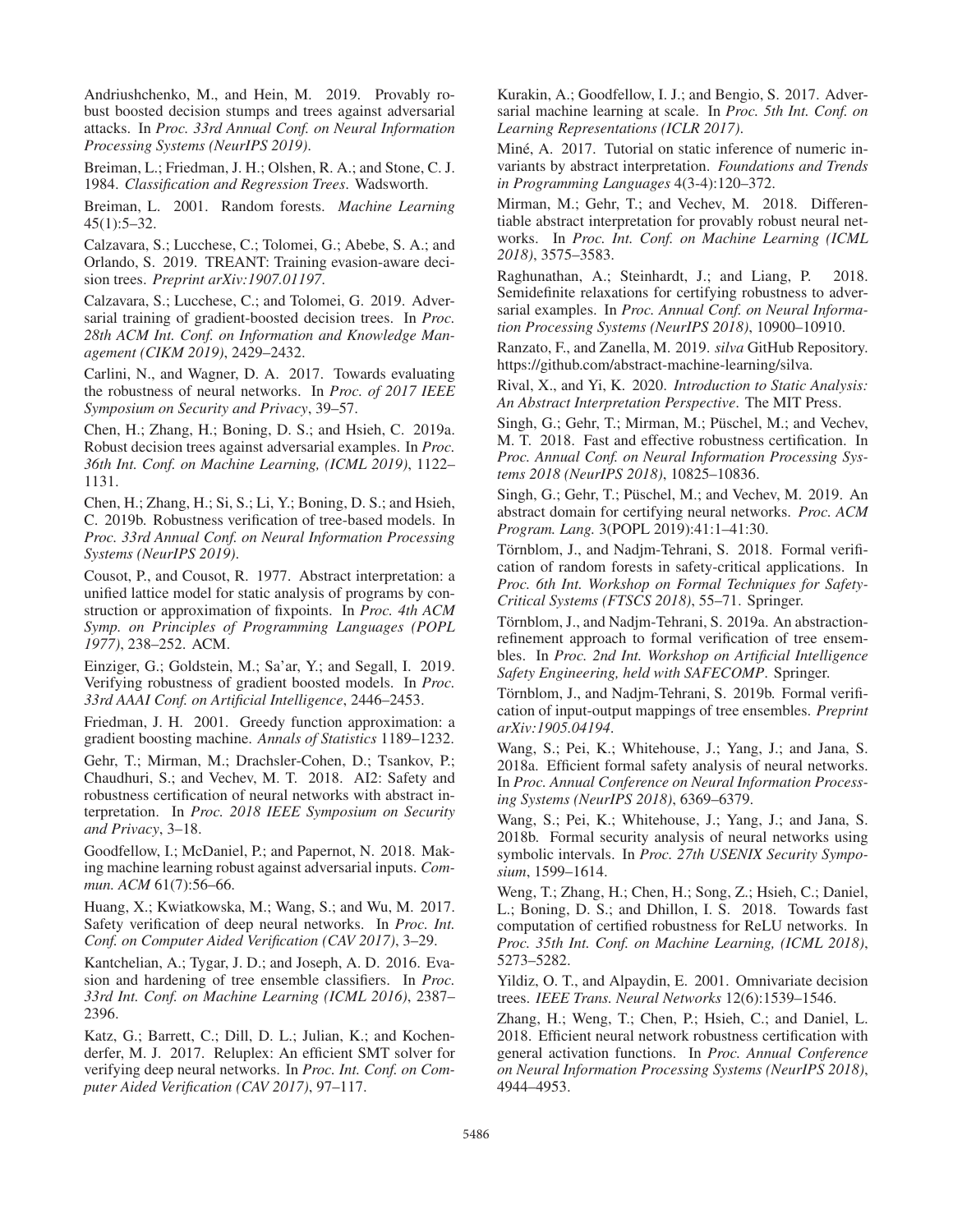Andriushchenko, M., and Hein, M. 2019. Provably robust boosted decision stumps and trees against adversarial attacks. In *Proc. 33rd Annual Conf. on Neural Information Processing Systems (NeurIPS 2019)*.

Breiman, L.; Friedman, J. H.; Olshen, R. A.; and Stone, C. J. 1984. *Classification and Regression Trees*. Wadsworth.

Breiman, L. 2001. Random forests. *Machine Learning* 45(1):5–32.

Calzavara, S.; Lucchese, C.; Tolomei, G.; Abebe, S. A.; and Orlando, S. 2019. TREANT: Training evasion-aware decision trees. *Preprint arXiv:1907.01197*.

Calzavara, S.; Lucchese, C.; and Tolomei, G. 2019. Adversarial training of gradient-boosted decision trees. In *Proc. 28th ACM Int. Conf. on Information and Knowledge Management (CIKM 2019)*, 2429–2432.

Carlini, N., and Wagner, D. A. 2017. Towards evaluating the robustness of neural networks. In *Proc. of 2017 IEEE Symposium on Security and Privacy*, 39–57.

Chen, H.; Zhang, H.; Boning, D. S.; and Hsieh, C. 2019a. Robust decision trees against adversarial examples. In *Proc. 36th Int. Conf. on Machine Learning, (ICML 2019)*, 1122–1131.

Chen, H.; Zhang, H.; Si, S.; Li, Y.; Boning, D. S.; and Hsieh, C. 2019b. Robustness verification of tree-based models. In *Proc. 33rd Annual Conf. on Neural Information Processing Systems (NeurIPS 2019)*.

Cousot, P., and Cousot, R. 1977. Abstract interpretation: a unified lattice model for static analysis of programs by construction or approximation of fixpoints. In *Proc. 4th ACM Symp. on Principles of Programming Languages (POPL 1977)*, 238–252. ACM.

Einziger, G.; Goldstein, M.; Sa'ar, Y.; and Segall, I. 2019. Verifying robustness of gradient boosted models. In *Proc. 33rd AAAI Conf. on Artificial Intelligence*, 2446–2453.

Friedman, J. H. 2001. Greedy function approximation: a gradient boosting machine. *Annals of Statistics* 1189–1232.

Gehr, T.; Mirman, M.; Drachsler-Cohen, D.; Tsankov, P.; Chaudhuri, S.; and Vechev, M. T. 2018. AI2: Safety and robustness certification of neural networks with abstract interpretation. In *Proc. 2018 IEEE Symposium on Security and Privacy*, 3–18.

Goodfellow, I.; McDaniel, P.; and Papernot, N. 2018. Making machine learning robust against adversarial inputs. *Commun. ACM* 61(7):56–66.

Huang, X.; Kwiatkowska, M.; Wang, S.; and Wu, M. 2017. Safety verification of deep neural networks. In *Proc. Int. Conf. on Computer Aided Verification (CAV 2017)*, 3–29.

Kantchelian, A.; Tygar, J. D.; and Joseph, A. D. 2016. Evasion and hardening of tree ensemble classifiers. In *Proc. 33rd Int. Conf. on Machine Learning (ICML 2016)*, 2387–2396.

Katz, G.; Barrett, C.; Dill, D. L.; Julian, K.; and Kochenderfer, M. J. 2017. Reluplex: An efficient SMT solver for verifying deep neural networks. In *Proc. Int. Conf. on Computer Aided Verification (CAV 2017)*, 97–117.

Kurakin, A.; Goodfellow, I. J.; and Bengio, S. 2017. Adversarial machine learning at scale. In *Proc. 5th Int. Conf. on Learning Representations (ICLR 2017)*.

Miné, A. 2017. Tutorial on static inference of numeric invariants by abstract interpretation. *Foundations and Trends in Programming Languages* 4(3-4):120–372.

Mirman, M.; Gehr, T.; and Vechev, M. 2018. Differentiable abstract interpretation for provably robust neural networks. In *Proc. Int. Conf. on Machine Learning (ICML 2018)*, 3575–3583.

Raghunathan, A.; Steinhardt, J.; and Liang, P. 2018. Semidefinite relaxations for certifying robustness to adversarial examples. In *Proc. Annual Conf. on Neural Information Processing Systems (NeurIPS 2018)*, 10900–10910.

Ranzato, F., and Zanella, M. 2019. *silva* GitHub Repository. https://github.com/abstract-machine-learning/silva.

Rival, X., and Yi, K. 2020. *Introduction to Static Analysis: An Abstract Interpretation Perspective*. The MIT Press.

Singh, G.; Gehr, T.; Mirman, M.; Püschel, M.; and Vechev, M. T. 2018. Fast and effective robustness certification. In *Proc. Annual Conf. on Neural Information Processing Systems 2018 (NeurIPS 2018)*, 10825–10836.

Singh, G.; Gehr, T.; Püschel, M.; and Vechev, M. 2019. An abstract domain for certifying neural networks. *Proc. ACM Program. Lang.* 3(POPL 2019):41:1–41:30.

Törnblom, J., and Nadjm-Tehrani, S. 2018. Formal verification of random forests in safety-critical applications. In *Proc. 6th Int. Workshop on Formal Techniques for Safety-Critical Systems (FTSCS 2018)*, 55–71. Springer.

Törnblom, J., and Nadjm-Tehrani, S. 2019a. An abstraction-refinement approach to formal verification of tree ensembles. In *Proc. 2nd Int. Workshop on Artificial Intelligence Safety Engineering, held with SAFECOMP*. Springer.

Törnblom, J., and Nadjm-Tehrani, S. 2019b. Formal verification of input-output mappings of tree ensembles. *Preprint arXiv:1905.04194*.

Wang, S.; Pei, K.; Whitehouse, J.; Yang, J.; and Jana, S. 2018a. Efficient formal safety analysis of neural networks. In *Proc. Annual Conference on Neural Information Processing Systems (NeurIPS 2018)*, 6369–6379.

Wang, S.; Pei, K.; Whitehouse, J.; Yang, J.; and Jana, S. 2018b. Formal security analysis of neural networks using symbolic intervals. In *Proc. 27th USENIX Security Symposium*, 1599–1614.

Weng, T.; Zhang, H.; Chen, H.; Song, Z.; Hsieh, C.; Daniel, L.; Boning, D. S.; and Dhillon, I. S. 2018. Towards fast computation of certified robustness for ReLU networks. In *Proc. 35th Int. Conf. on Machine Learning, (ICML 2018)*, 5273–5282.

Yildiz, O. T., and Alpaydin, E. 2001. Omnivariate decision trees. *IEEE Trans. Neural Networks* 12(6):1539–1546.

Zhang, H.; Weng, T.; Chen, P.; Hsieh, C.; and Daniel, L. 2018. Efficient neural network robustness certification with general activation functions. In *Proc. Annual Conference on Neural Information Processing Systems (NeurIPS 2018)*, 4944–4953.